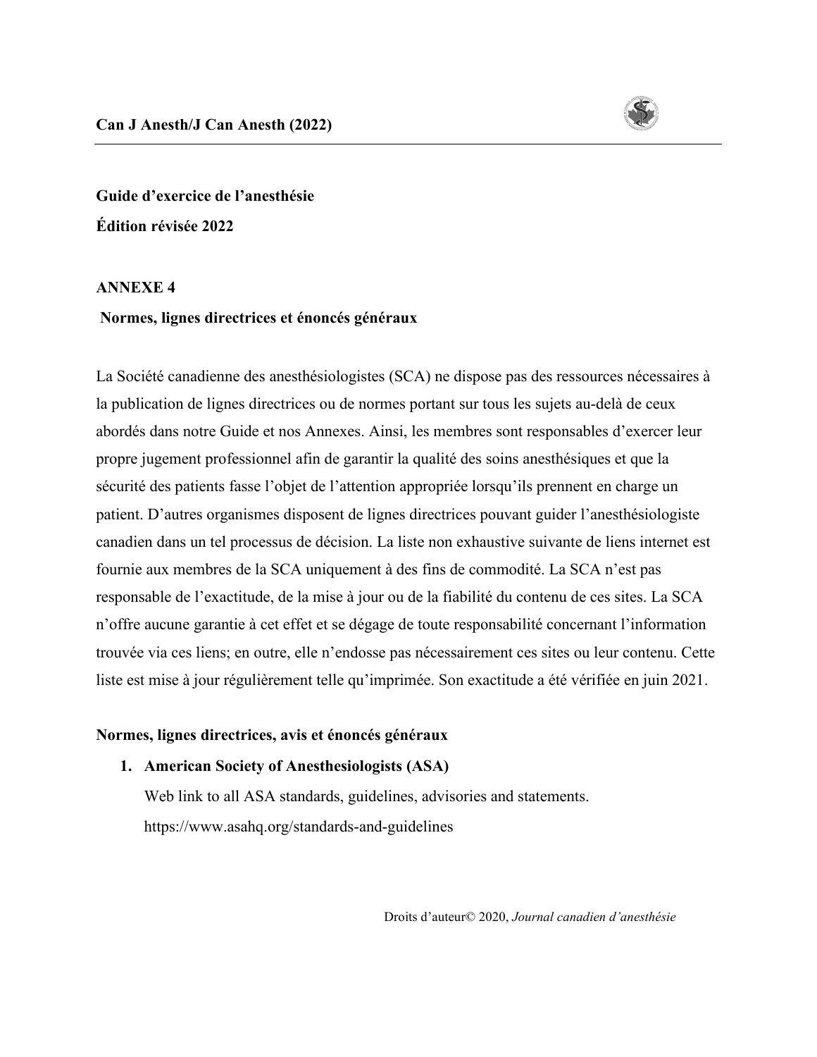**Guide d'exercice de l'anesthésie**

**Édition révisée 2022**

## ANNEXE 4

## Normes, lignes directrices et énoncés généraux

La Société canadienne des anesthésiologistes (SCA) ne dispose pas des ressources nécessaires à la publication de lignes directrices ou de normes portant sur tous les sujets au-delà de ceux abordés dans notre Guide et nos Annexes. Ainsi, les membres sont responsables d'exercer leur propre jugement professionnel afin de garantir la qualité des soins anesthésiques et que la sécurité des patients fasse l'objet de l'attention appropriée lorsqu'ils prennent en charge un patient. D'autres organismes disposent de lignes directrices pouvant guider l'anesthésiologiste canadien dans un tel processus de décision. La liste non exhaustive suivante de liens internet est fournie aux membres de la SCA uniquement à des fins de commodité. La SCA n'est pas responsable de l'exactitude, de la mise à jour ou de la fiabilité du contenu de ces sites. La SCA n'offre aucune garantie à cet effet et se dégage de toute responsabilité concernant l'information trouvée via ces liens; en outre, elle n'endosse pas nécessairement ces sites ou leur contenu. Cette liste est mise à jour régulièrement telle qu'imprimée. Son exactitude a été vérifiée en juin 2021.

### Normes, lignes directrices, avis et énoncés généraux

1. **American Society of Anesthesiologists (ASA)**
   Web link to all ASA standards, guidelines, advisories and statements.
   https://www.asahq.org/standards-and-guidelines

Droits d'auteur© 2020, *Journal canadien d'anesthésie*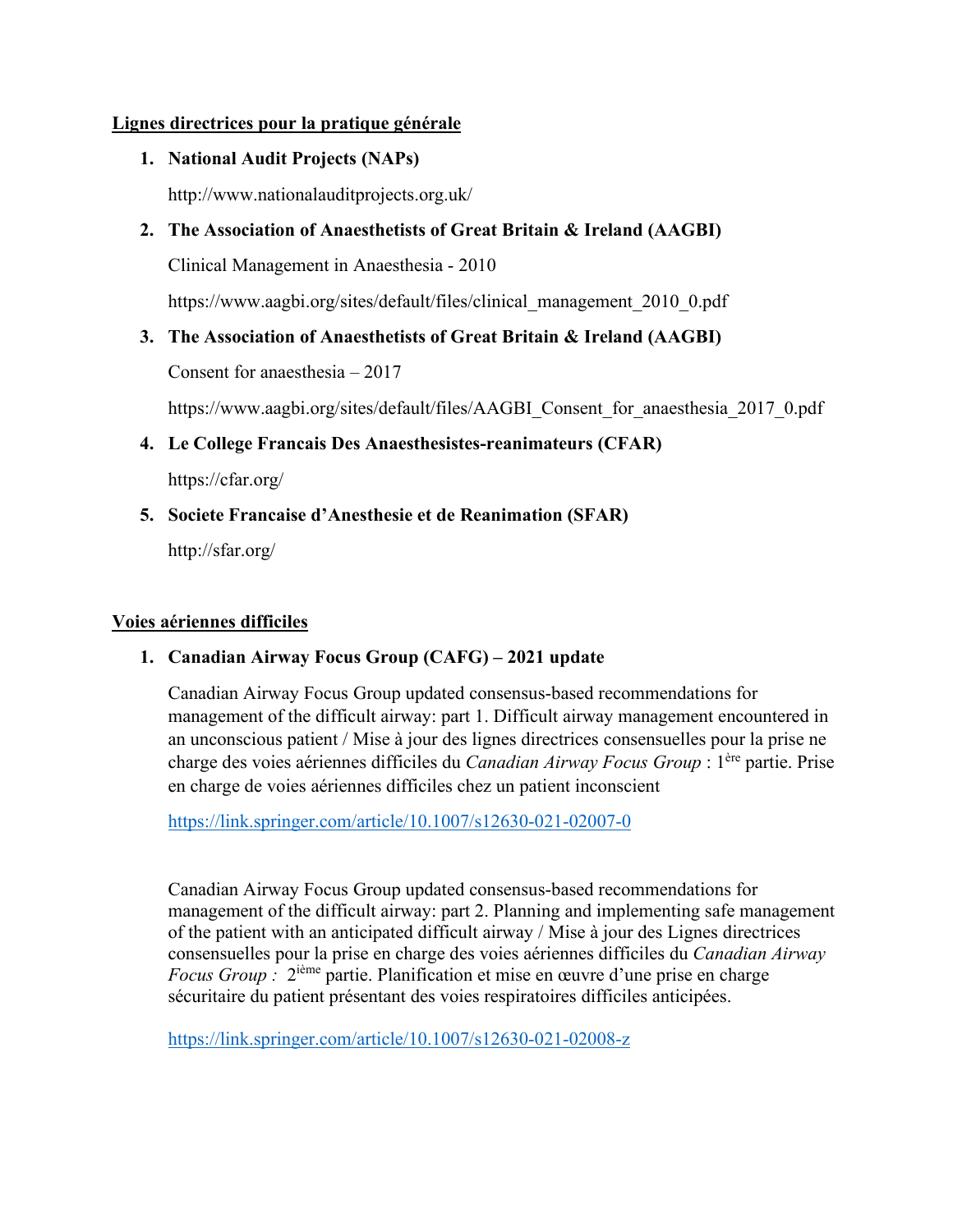**Lignes directrices pour la pratique générale**

1. **National Audit Projects (NAPs)**

   http://www.nationalauditprojects.org.uk/

2. **The Association of Anaesthetists of Great Britain & Ireland (AAGBI)**

   Clinical Management in Anaesthesia - 2010

   https://www.aagbi.org/sites/default/files/clinical_management_2010_0.pdf

3. **The Association of Anaesthetists of Great Britain & Ireland (AAGBI)**

   Consent for anaesthesia – 2017

   https://www.aagbi.org/sites/default/files/AAGBI_Consent_for_anaesthesia_2017_0.pdf

4. **Le College Francais Des Anaesthesistes-reanimateurs (CFAR)**

   https://cfar.org/

5. **Societe Francaise d'Anesthesie et de Reanimation (SFAR)**

   http://sfar.org/

**Voies aériennes difficiles**

1. **Canadian Airway Focus Group (CAFG) – 2021 update**

   Canadian Airway Focus Group updated consensus-based recommendations for management of the difficult airway: part 1. Difficult airway management encountered in an unconscious patient / Mise à jour des lignes directrices consensuelles pour la prise ne charge des voies aériennes difficiles du *Canadian Airway Focus Group* : 1ère partie. Prise en charge de voies aériennes difficiles chez un patient inconscient

   https://link.springer.com/article/10.1007/s12630-021-02007-0

   Canadian Airway Focus Group updated consensus-based recommendations for management of the difficult airway: part 2. Planning and implementing safe management of the patient with an anticipated difficult airway / Mise à jour des Lignes directrices consensuelles pour la prise en charge des voies aériennes difficiles du *Canadian Airway Focus Group :* 2ième partie. Planification et mise en œuvre d'une prise en charge sécuritaire du patient présentant des voies respiratoires difficiles anticipées.

   https://link.springer.com/article/10.1007/s12630-021-02008-z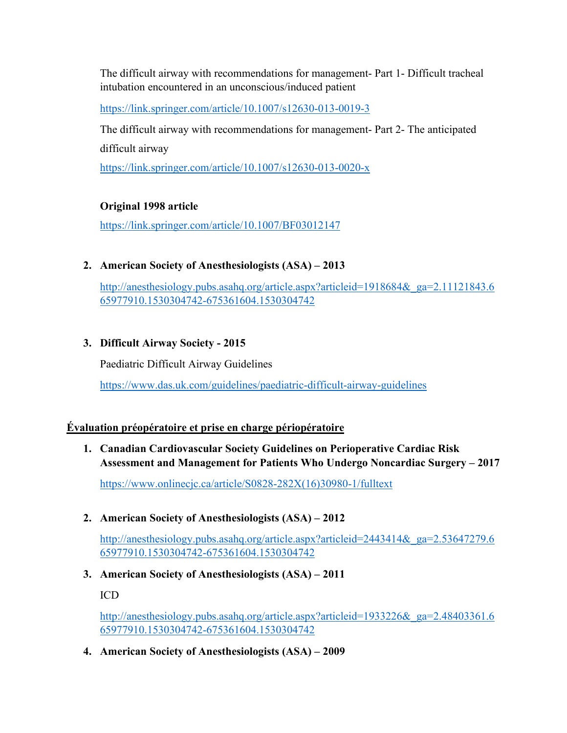The difficult airway with recommendations for management- Part 1- Difficult tracheal intubation encountered in an unconscious/induced patient

https://link.springer.com/article/10.1007/s12630-013-0019-3

The difficult airway with recommendations for management- Part 2- The anticipated difficult airway

https://link.springer.com/article/10.1007/s12630-013-0020-x

**Original 1998 article**

https://link.springer.com/article/10.1007/BF03012147

2. **American Society of Anesthesiologists (ASA) – 2013**

   http://anesthesiology.pubs.asahq.org/article.aspx?articleid=1918684&_ga=2.11121843.665977910.1530304742-675361604.1530304742

3. **Difficult Airway Society - 2015**

   Paediatric Difficult Airway Guidelines

   https://www.das.uk.com/guidelines/paediatric-difficult-airway-guidelines

## Évaluation préopératoire et prise en charge périopératoire

1. **Canadian Cardiovascular Society Guidelines on Perioperative Cardiac Risk Assessment and Management for Patients Who Undergo Noncardiac Surgery – 2017**

   https://www.onlinecjc.ca/article/S0828-282X(16)30980-1/fulltext

2. **American Society of Anesthesiologists (ASA) – 2012**

   http://anesthesiology.pubs.asahq.org/article.aspx?articleid=2443414&_ga=2.53647279.665977910.1530304742-675361604.1530304742

3. **American Society of Anesthesiologists (ASA) – 2011**

   ICD

   http://anesthesiology.pubs.asahq.org/article.aspx?articleid=1933226&_ga=2.48403361.665977910.1530304742-675361604.1530304742

4. **American Society of Anesthesiologists (ASA) – 2009**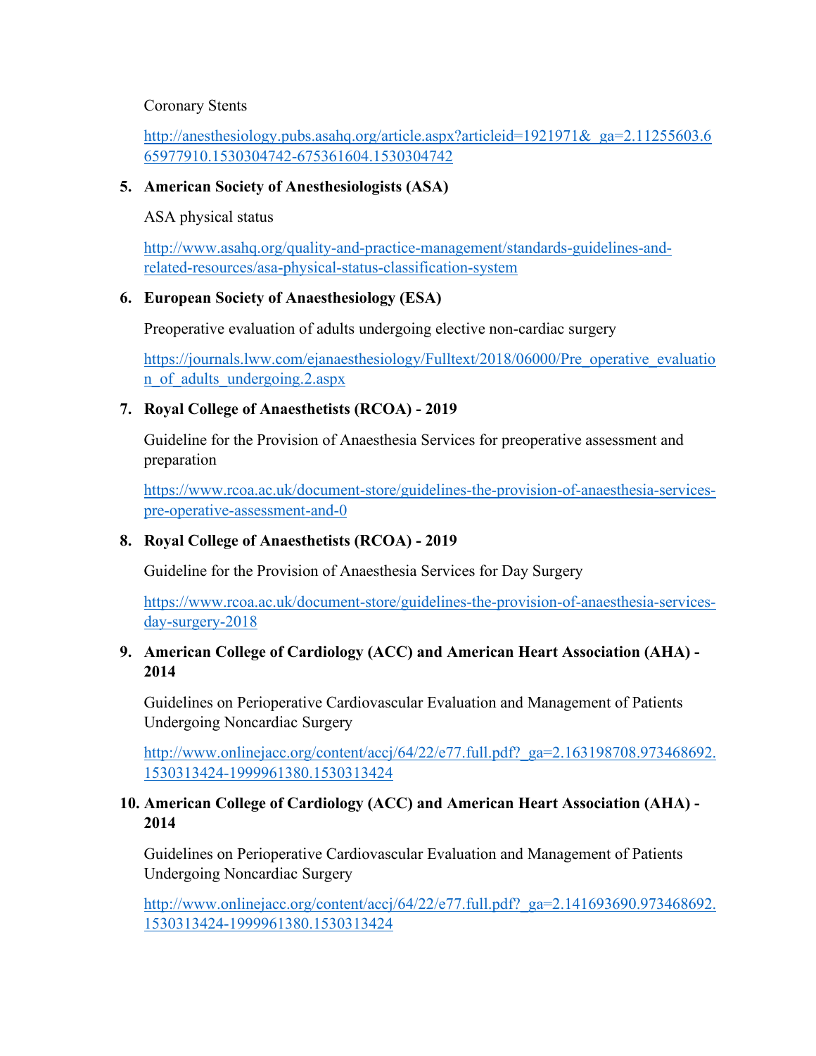Coronary Stents

http://anesthesiology.pubs.asahq.org/article.aspx?articleid=1921971&_ga=2.11255603.665977910.1530304742-675361604.1530304742

5. **American Society of Anesthesiologists (ASA)**

   ASA physical status

   http://www.asahq.org/quality-and-practice-management/standards-guidelines-and-related-resources/asa-physical-status-classification-system

6. **European Society of Anaesthesiology (ESA)**

   Preoperative evaluation of adults undergoing elective non-cardiac surgery

   https://journals.lww.com/ejanaesthesiology/Fulltext/2018/06000/Pre_operative_evaluation_of_adults_undergoing.2.aspx

7. **Royal College of Anaesthetists (RCOA) - 2019**

   Guideline for the Provision of Anaesthesia Services for preoperative assessment and preparation

   https://www.rcoa.ac.uk/document-store/guidelines-the-provision-of-anaesthesia-services-pre-operative-assessment-and-0

8. **Royal College of Anaesthetists (RCOA) - 2019**

   Guideline for the Provision of Anaesthesia Services for Day Surgery

   https://www.rcoa.ac.uk/document-store/guidelines-the-provision-of-anaesthesia-services-day-surgery-2018

9. **American College of Cardiology (ACC) and American Heart Association (AHA) - 2014**

   Guidelines on Perioperative Cardiovascular Evaluation and Management of Patients Undergoing Noncardiac Surgery

   http://www.onlinejacc.org/content/accj/64/22/e77.full.pdf?_ga=2.163198708.973468692.1530313424-1999961380.1530313424

10. **American College of Cardiology (ACC) and American Heart Association (AHA) - 2014**

    Guidelines on Perioperative Cardiovascular Evaluation and Management of Patients Undergoing Noncardiac Surgery

    http://www.onlinejacc.org/content/accj/64/22/e77.full.pdf?_ga=2.141693690.973468692.1530313424-1999961380.1530313424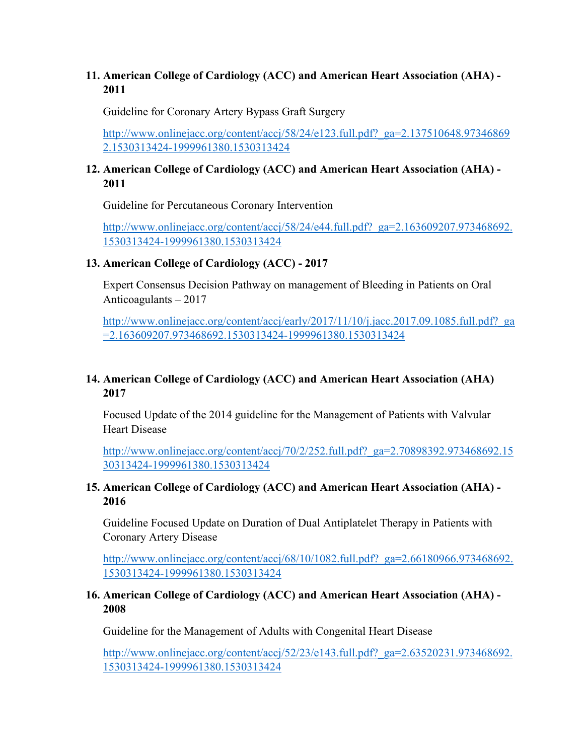11. **American College of Cardiology (ACC) and American Heart Association (AHA) - 2011**

    Guideline for Coronary Artery Bypass Graft Surgery

    http://www.onlinejacc.org/content/accj/58/24/e123.full.pdf?_ga=2.137510648.973468692.1530313424-1999961380.1530313424

12. **American College of Cardiology (ACC) and American Heart Association (AHA) - 2011**

    Guideline for Percutaneous Coronary Intervention

    http://www.onlinejacc.org/content/accj/58/24/e44.full.pdf?_ga=2.163609207.973468692.1530313424-1999961380.1530313424

13. **American College of Cardiology (ACC) - 2017**

    Expert Consensus Decision Pathway on management of Bleeding in Patients on Oral Anticoagulants – 2017

    http://www.onlinejacc.org/content/accj/early/2017/11/10/j.jacc.2017.09.1085.full.pdf?_ga=2.163609207.973468692.1530313424-1999961380.1530313424

14. **American College of Cardiology (ACC) and American Heart Association (AHA) 2017**

    Focused Update of the 2014 guideline for the Management of Patients with Valvular Heart Disease

    http://www.onlinejacc.org/content/accj/70/2/252.full.pdf?_ga=2.70898392.973468692.1530313424-1999961380.1530313424

15. **American College of Cardiology (ACC) and American Heart Association (AHA) - 2016**

    Guideline Focused Update on Duration of Dual Antiplatelet Therapy in Patients with Coronary Artery Disease

    http://www.onlinejacc.org/content/accj/68/10/1082.full.pdf?_ga=2.66180966.973468692.1530313424-1999961380.1530313424

16. **American College of Cardiology (ACC) and American Heart Association (AHA) - 2008**

    Guideline for the Management of Adults with Congenital Heart Disease

    http://www.onlinejacc.org/content/accj/52/23/e143.full.pdf?_ga=2.63520231.973468692.1530313424-1999961380.1530313424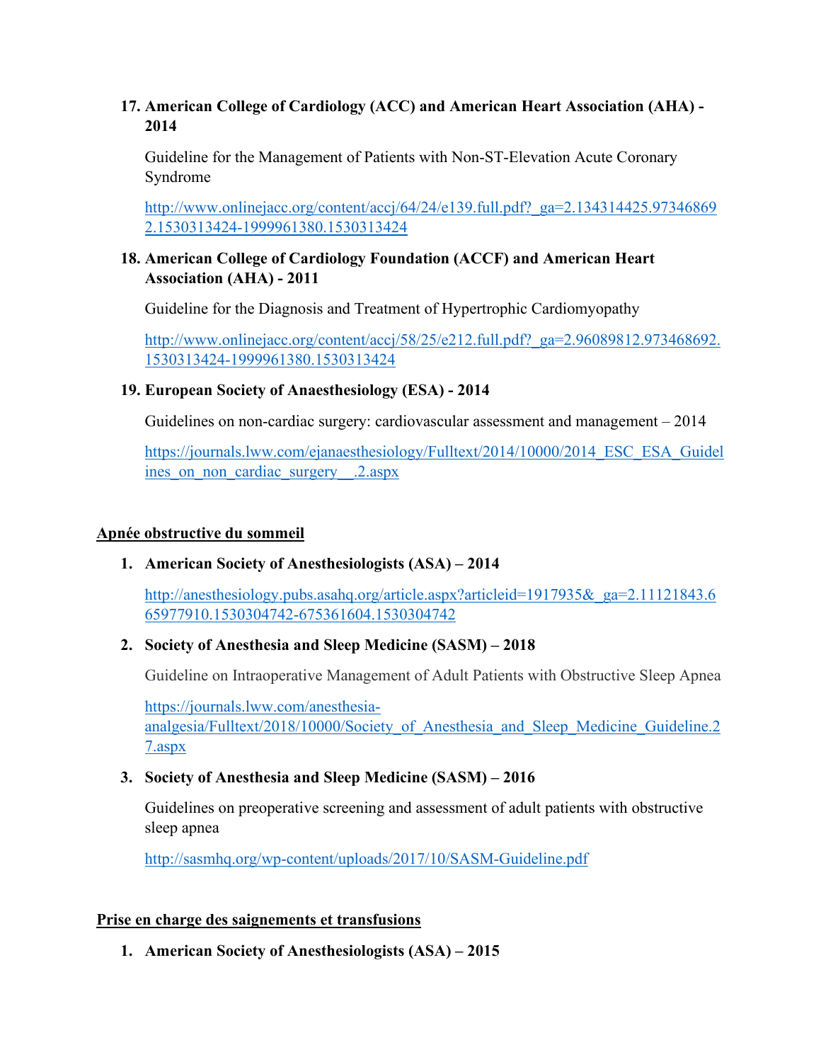17. **American College of Cardiology (ACC) and American Heart Association (AHA) - 2014**

    Guideline for the Management of Patients with Non-ST-Elevation Acute Coronary Syndrome

    http://www.onlinejacc.org/content/accj/64/24/e139.full.pdf?_ga=2.134314425.973468692.1530313424-1999961380.1530313424

18. **American College of Cardiology Foundation (ACCF) and American Heart Association (AHA) - 2011**

    Guideline for the Diagnosis and Treatment of Hypertrophic Cardiomyopathy

    http://www.onlinejacc.org/content/accj/58/25/e212.full.pdf?_ga=2.96089812.973468692.1530313424-1999961380.1530313424

19. **European Society of Anaesthesiology (ESA) - 2014**

    Guidelines on non-cardiac surgery: cardiovascular assessment and management – 2014

    https://journals.lww.com/ejanaesthesiology/Fulltext/2014/10000/2014_ESC_ESA_Guidelines_on_non_cardiac_surgery__.2.aspx

**Apnée obstructive du sommeil**

1. **American Society of Anesthesiologists (ASA) – 2014**

   http://anesthesiology.pubs.asahq.org/article.aspx?articleid=1917935&_ga=2.11121843.665977910.1530304742-675361604.1530304742

2. **Society of Anesthesia and Sleep Medicine (SASM) – 2018**

   Guideline on Intraoperative Management of Adult Patients with Obstructive Sleep Apnea

   https://journals.lww.com/anesthesia-analgesia/Fulltext/2018/10000/Society_of_Anesthesia_and_Sleep_Medicine_Guideline.27.aspx

3. **Society of Anesthesia and Sleep Medicine (SASM) – 2016**

   Guidelines on preoperative screening and assessment of adult patients with obstructive sleep apnea

   http://sasmhq.org/wp-content/uploads/2017/10/SASM-Guideline.pdf

**Prise en charge des saignements et transfusions**

1. **American Society of Anesthesiologists (ASA) – 2015**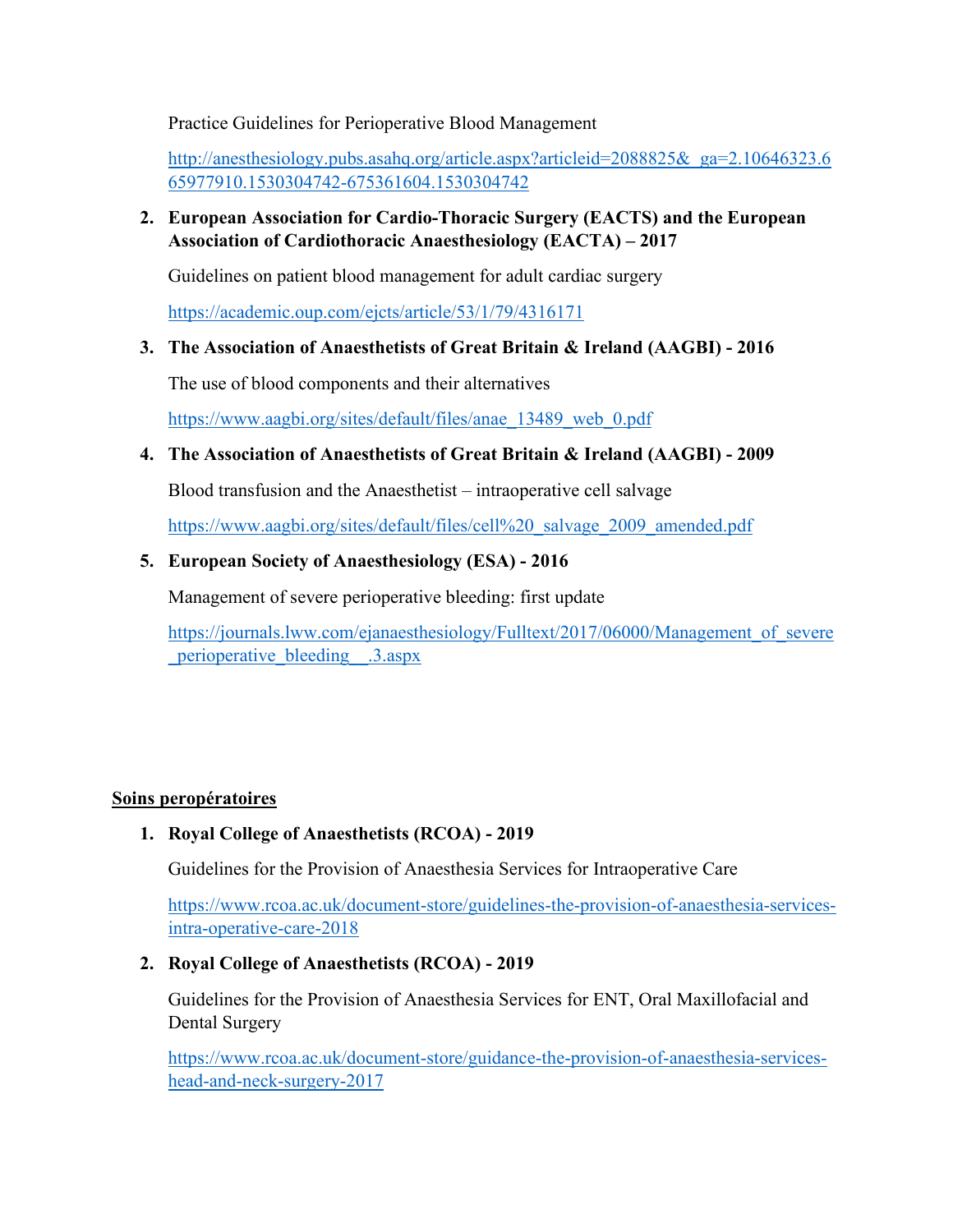Practice Guidelines for Perioperative Blood Management

http://anesthesiology.pubs.asahq.org/article.aspx?articleid=2088825&_ga=2.10646323.665977910.1530304742-675361604.1530304742

2. **European Association for Cardio-Thoracic Surgery (EACTS) and the European Association of Cardiothoracic Anaesthesiology (EACTA) – 2017**

   Guidelines on patient blood management for adult cardiac surgery

   https://academic.oup.com/ejcts/article/53/1/79/4316171

3. **The Association of Anaesthetists of Great Britain & Ireland (AAGBI) - 2016**

   The use of blood components and their alternatives

   https://www.aagbi.org/sites/default/files/anae_13489_web_0.pdf

4. **The Association of Anaesthetists of Great Britain & Ireland (AAGBI) - 2009**

   Blood transfusion and the Anaesthetist – intraoperative cell salvage

   https://www.aagbi.org/sites/default/files/cell%20_salvage_2009_amended.pdf

5. **European Society of Anaesthesiology (ESA) - 2016**

   Management of severe perioperative bleeding: first update

   https://journals.lww.com/ejanaesthesiology/Fulltext/2017/06000/Management_of_severe_perioperative_bleeding__.3.aspx

**Soins peropératoires**

1. **Royal College of Anaesthetists (RCOA) - 2019**

   Guidelines for the Provision of Anaesthesia Services for Intraoperative Care

   https://www.rcoa.ac.uk/document-store/guidelines-the-provision-of-anaesthesia-services-intra-operative-care-2018

2. **Royal College of Anaesthetists (RCOA) - 2019**

   Guidelines for the Provision of Anaesthesia Services for ENT, Oral Maxillofacial and Dental Surgery

   https://www.rcoa.ac.uk/document-store/guidance-the-provision-of-anaesthesia-services-head-and-neck-surgery-2017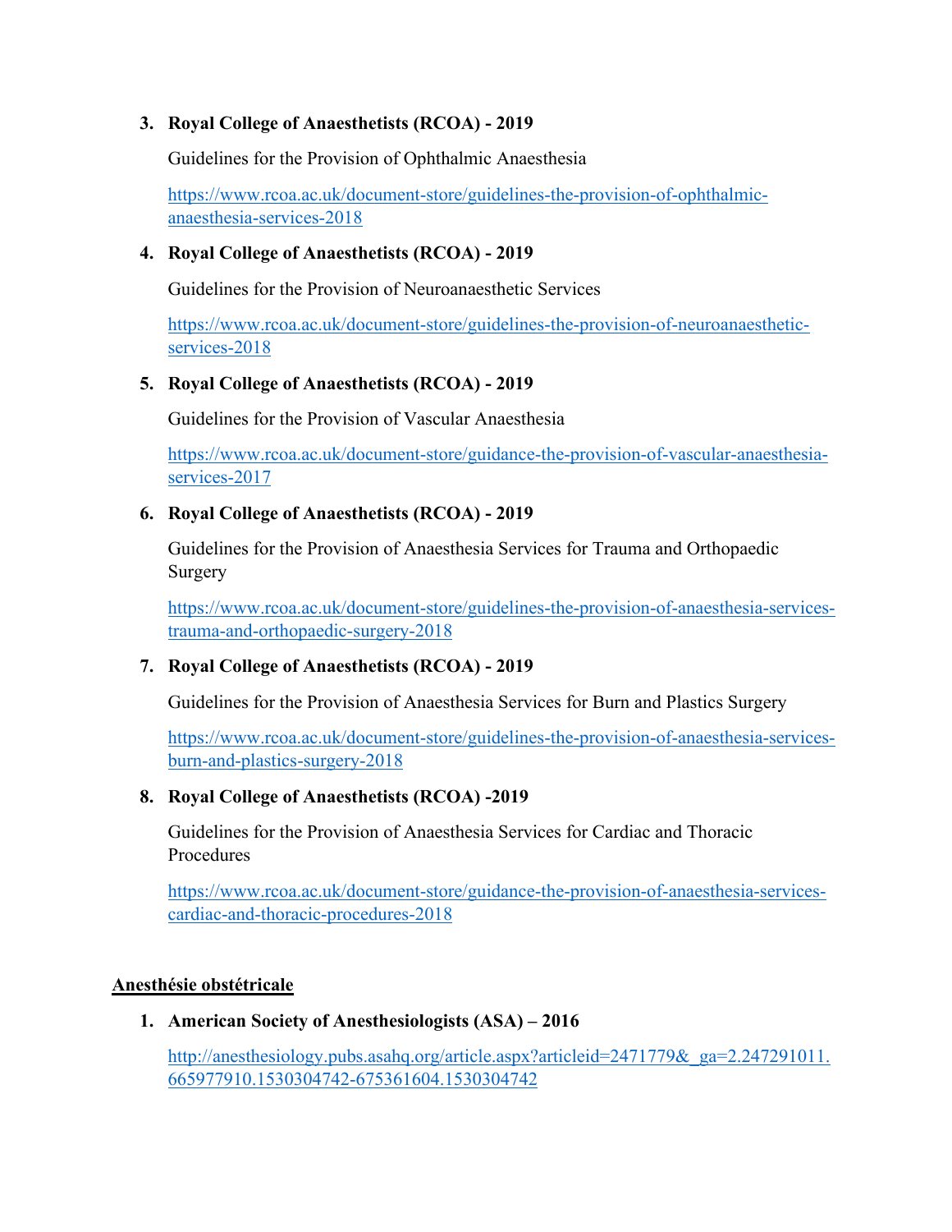3. **Royal College of Anaesthetists (RCOA) - 2019**

   Guidelines for the Provision of Ophthalmic Anaesthesia

   https://www.rcoa.ac.uk/document-store/guidelines-the-provision-of-ophthalmic-anaesthesia-services-2018

4. **Royal College of Anaesthetists (RCOA) - 2019**

   Guidelines for the Provision of Neuroanaesthetic Services

   https://www.rcoa.ac.uk/document-store/guidelines-the-provision-of-neuroanaesthetic-services-2018

5. **Royal College of Anaesthetists (RCOA) - 2019**

   Guidelines for the Provision of Vascular Anaesthesia

   https://www.rcoa.ac.uk/document-store/guidance-the-provision-of-vascular-anaesthesia-services-2017

6. **Royal College of Anaesthetists (RCOA) - 2019**

   Guidelines for the Provision of Anaesthesia Services for Trauma and Orthopaedic Surgery

   https://www.rcoa.ac.uk/document-store/guidelines-the-provision-of-anaesthesia-services-trauma-and-orthopaedic-surgery-2018

7. **Royal College of Anaesthetists (RCOA) - 2019**

   Guidelines for the Provision of Anaesthesia Services for Burn and Plastics Surgery

   https://www.rcoa.ac.uk/document-store/guidelines-the-provision-of-anaesthesia-services-burn-and-plastics-surgery-2018

8. **Royal College of Anaesthetists (RCOA) -2019**

   Guidelines for the Provision of Anaesthesia Services for Cardiac and Thoracic Procedures

   https://www.rcoa.ac.uk/document-store/guidance-the-provision-of-anaesthesia-services-cardiac-and-thoracic-procedures-2018

**<u>Anesthésie obstétricale</u>**

1. **American Society of Anesthesiologists (ASA) – 2016**

   http://anesthesiology.pubs.asahq.org/article.aspx?articleid=2471779&_ga=2.247291011.665977910.1530304742-675361604.1530304742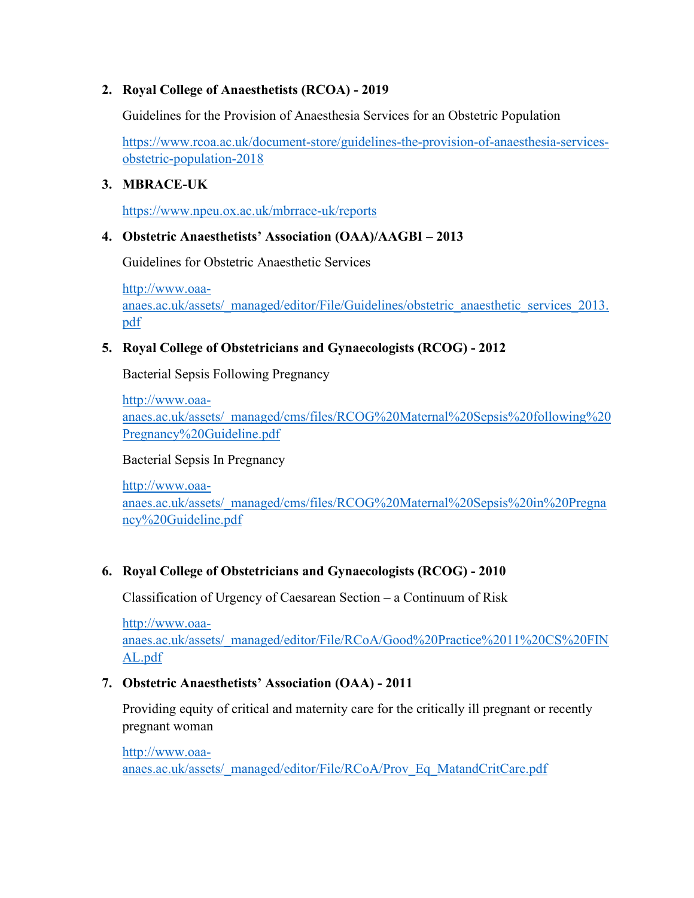2. **Royal College of Anaesthetists (RCOA) - 2019**

   Guidelines for the Provision of Anaesthesia Services for an Obstetric Population

   https://www.rcoa.ac.uk/document-store/guidelines-the-provision-of-anaesthesia-services-obstetric-population-2018

3. **MBRACE-UK**

   https://www.npeu.ox.ac.uk/mbrrace-uk/reports

4. **Obstetric Anaesthetists' Association (OAA)/AAGBI – 2013**

   Guidelines for Obstetric Anaesthetic Services

   http://www.oaa-anaes.ac.uk/assets/_managed/editor/File/Guidelines/obstetric_anaesthetic_services_2013.pdf

5. **Royal College of Obstetricians and Gynaecologists (RCOG) - 2012**

   Bacterial Sepsis Following Pregnancy

   http://www.oaa-anaes.ac.uk/assets/_managed/cms/files/RCOG%20Maternal%20Sepsis%20following%20Pregnancy%20Guideline.pdf

   Bacterial Sepsis In Pregnancy

   http://www.oaa-anaes.ac.uk/assets/_managed/cms/files/RCOG%20Maternal%20Sepsis%20in%20Pregnancy%20Guideline.pdf

6. **Royal College of Obstetricians and Gynaecologists (RCOG) - 2010**

   Classification of Urgency of Caesarean Section – a Continuum of Risk

   http://www.oaa-anaes.ac.uk/assets/_managed/editor/File/RCoA/Good%20Practice%2011%20CS%20FINAL.pdf

7. **Obstetric Anaesthetists' Association (OAA) - 2011**

   Providing equity of critical and maternity care for the critically ill pregnant or recently pregnant woman

   http://www.oaa-anaes.ac.uk/assets/_managed/editor/File/RCoA/Prov_Eq_MatandCritCare.pdf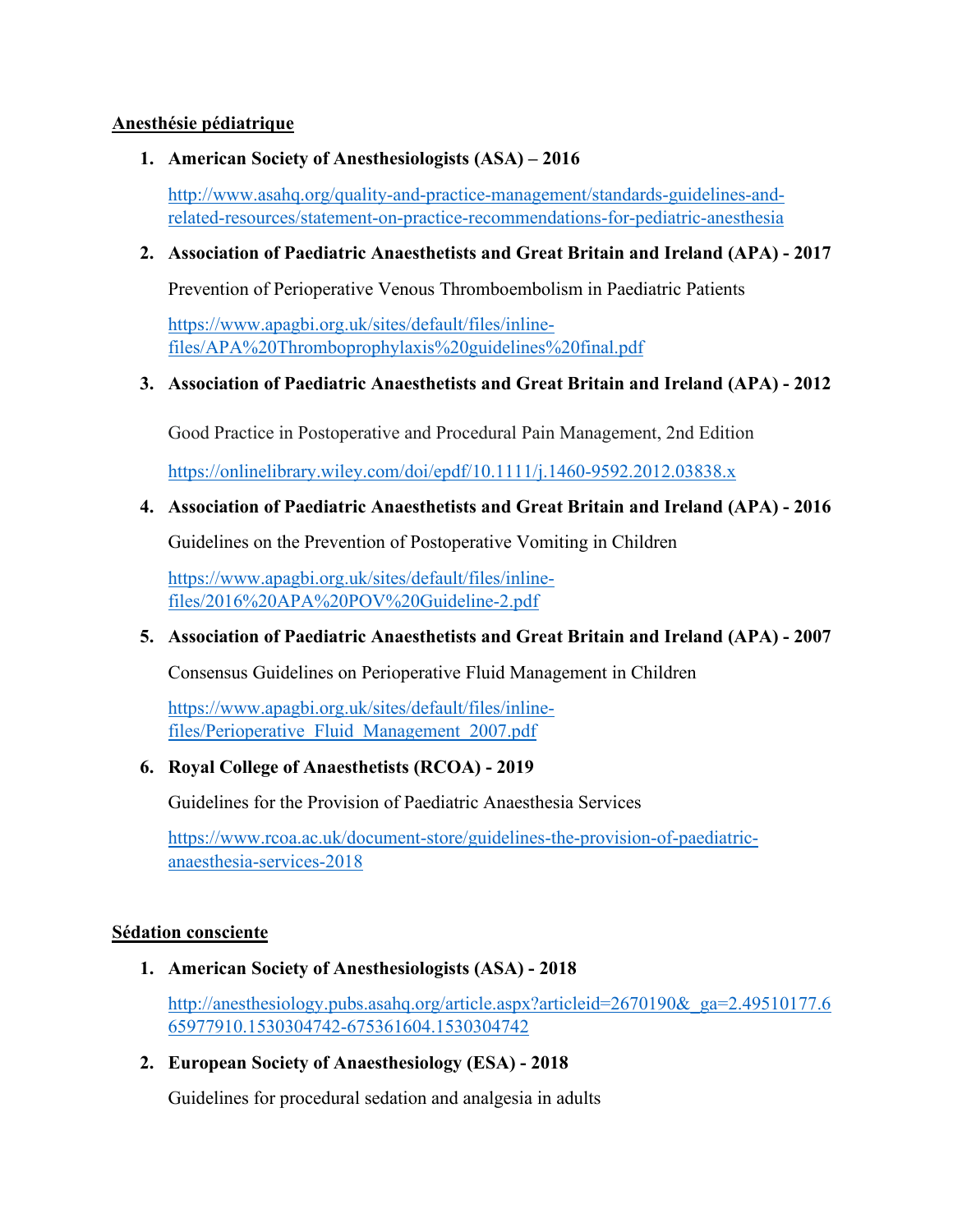**Anesthésie pédiatrique**

1. **American Society of Anesthesiologists (ASA) – 2016**

   http://www.asahq.org/quality-and-practice-management/standards-guidelines-and-related-resources/statement-on-practice-recommendations-for-pediatric-anesthesia

2. **Association of Paediatric Anaesthetists and Great Britain and Ireland (APA) - 2017**

   Prevention of Perioperative Venous Thromboembolism in Paediatric Patients

   https://www.apagbi.org.uk/sites/default/files/inline-files/APA%20Thromboprophylaxis%20guidelines%20final.pdf

3. **Association of Paediatric Anaesthetists and Great Britain and Ireland (APA) - 2012**

   Good Practice in Postoperative and Procedural Pain Management, 2nd Edition

   https://onlinelibrary.wiley.com/doi/epdf/10.1111/j.1460-9592.2012.03838.x

4. **Association of Paediatric Anaesthetists and Great Britain and Ireland (APA) - 2016**

   Guidelines on the Prevention of Postoperative Vomiting in Children

   https://www.apagbi.org.uk/sites/default/files/inline-files/2016%20APA%20POV%20Guideline-2.pdf

5. **Association of Paediatric Anaesthetists and Great Britain and Ireland (APA) - 2007**

   Consensus Guidelines on Perioperative Fluid Management in Children

   https://www.apagbi.org.uk/sites/default/files/inline-files/Perioperative_Fluid_Management_2007.pdf

6. **Royal College of Anaesthetists (RCOA) - 2019**

   Guidelines for the Provision of Paediatric Anaesthesia Services

   https://www.rcoa.ac.uk/document-store/guidelines-the-provision-of-paediatric-anaesthesia-services-2018

**Sédation consciente**

1. **American Society of Anesthesiologists (ASA) - 2018**

   http://anesthesiology.pubs.asahq.org/article.aspx?articleid=2670190&_ga=2.49510177.665977910.1530304742-675361604.1530304742

2. **European Society of Anaesthesiology (ESA) - 2018**

   Guidelines for procedural sedation and analgesia in adults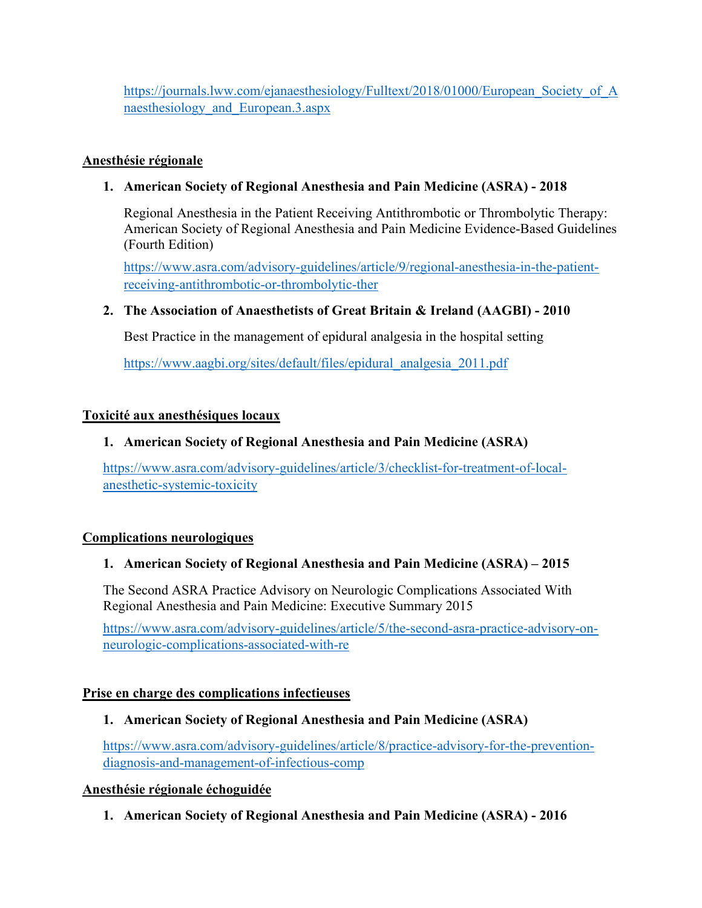https://journals.lww.com/ejanaesthesiology/Fulltext/2018/01000/European_Society_of_Anaesthesiology_and_European.3.aspx

**Anesthésie régionale**

1. **American Society of Regional Anesthesia and Pain Medicine (ASRA) - 2018**

   Regional Anesthesia in the Patient Receiving Antithrombotic or Thrombolytic Therapy: American Society of Regional Anesthesia and Pain Medicine Evidence-Based Guidelines (Fourth Edition)

   https://www.asra.com/advisory-guidelines/article/9/regional-anesthesia-in-the-patient-receiving-antithrombotic-or-thrombolytic-ther

2. **The Association of Anaesthetists of Great Britain & Ireland (AAGBI) - 2010**

   Best Practice in the management of epidural analgesia in the hospital setting

   https://www.aagbi.org/sites/default/files/epidural_analgesia_2011.pdf

**Toxicité aux anesthésiques locaux**

1. **American Society of Regional Anesthesia and Pain Medicine (ASRA)**

https://www.asra.com/advisory-guidelines/article/3/checklist-for-treatment-of-local-anesthetic-systemic-toxicity

**Complications neurologiques**

1. **American Society of Regional Anesthesia and Pain Medicine (ASRA) – 2015**

The Second ASRA Practice Advisory on Neurologic Complications Associated With Regional Anesthesia and Pain Medicine: Executive Summary 2015

https://www.asra.com/advisory-guidelines/article/5/the-second-asra-practice-advisory-on-neurologic-complications-associated-with-re

**Prise en charge des complications infectieuses**

1. **American Society of Regional Anesthesia and Pain Medicine (ASRA)**

https://www.asra.com/advisory-guidelines/article/8/practice-advisory-for-the-prevention-diagnosis-and-management-of-infectious-comp

**Anesthésie régionale échoguidée**

1. **American Society of Regional Anesthesia and Pain Medicine (ASRA) - 2016**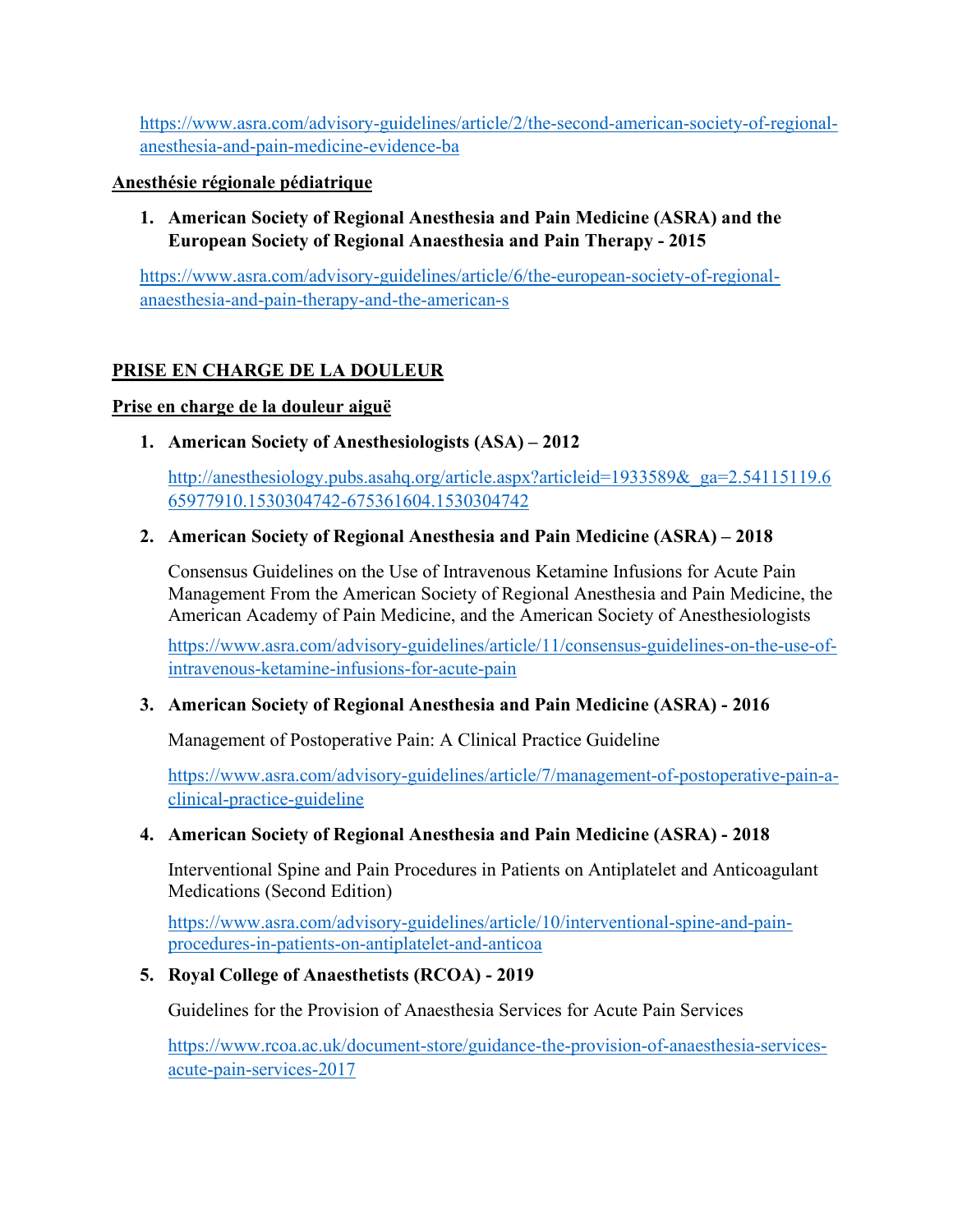https://www.asra.com/advisory-guidelines/article/2/the-second-american-society-of-regional-anesthesia-and-pain-medicine-evidence-ba

**Anesthésie régionale pédiatrique**

1. **American Society of Regional Anesthesia and Pain Medicine (ASRA) and the European Society of Regional Anaesthesia and Pain Therapy - 2015**

https://www.asra.com/advisory-guidelines/article/6/the-european-society-of-regional-anaesthesia-and-pain-therapy-and-the-american-s

## PRISE EN CHARGE DE LA DOULEUR

**Prise en charge de la douleur aiguë**

1. **American Society of Anesthesiologists (ASA) – 2012**

   http://anesthesiology.pubs.asahq.org/article.aspx?articleid=1933589&_ga=2.54115119.665977910.1530304742-675361604.1530304742

2. **American Society of Regional Anesthesia and Pain Medicine (ASRA) – 2018**

   Consensus Guidelines on the Use of Intravenous Ketamine Infusions for Acute Pain Management From the American Society of Regional Anesthesia and Pain Medicine, the American Academy of Pain Medicine, and the American Society of Anesthesiologists

   https://www.asra.com/advisory-guidelines/article/11/consensus-guidelines-on-the-use-of-intravenous-ketamine-infusions-for-acute-pain

3. **American Society of Regional Anesthesia and Pain Medicine (ASRA) - 2016**

   Management of Postoperative Pain: A Clinical Practice Guideline

   https://www.asra.com/advisory-guidelines/article/7/management-of-postoperative-pain-a-clinical-practice-guideline

4. **American Society of Regional Anesthesia and Pain Medicine (ASRA) - 2018**

   Interventional Spine and Pain Procedures in Patients on Antiplatelet and Anticoagulant Medications (Second Edition)

   https://www.asra.com/advisory-guidelines/article/10/interventional-spine-and-pain-procedures-in-patients-on-antiplatelet-and-anticoa

5. **Royal College of Anaesthetists (RCOA) - 2019**

   Guidelines for the Provision of Anaesthesia Services for Acute Pain Services

   https://www.rcoa.ac.uk/document-store/guidance-the-provision-of-anaesthesia-services-acute-pain-services-2017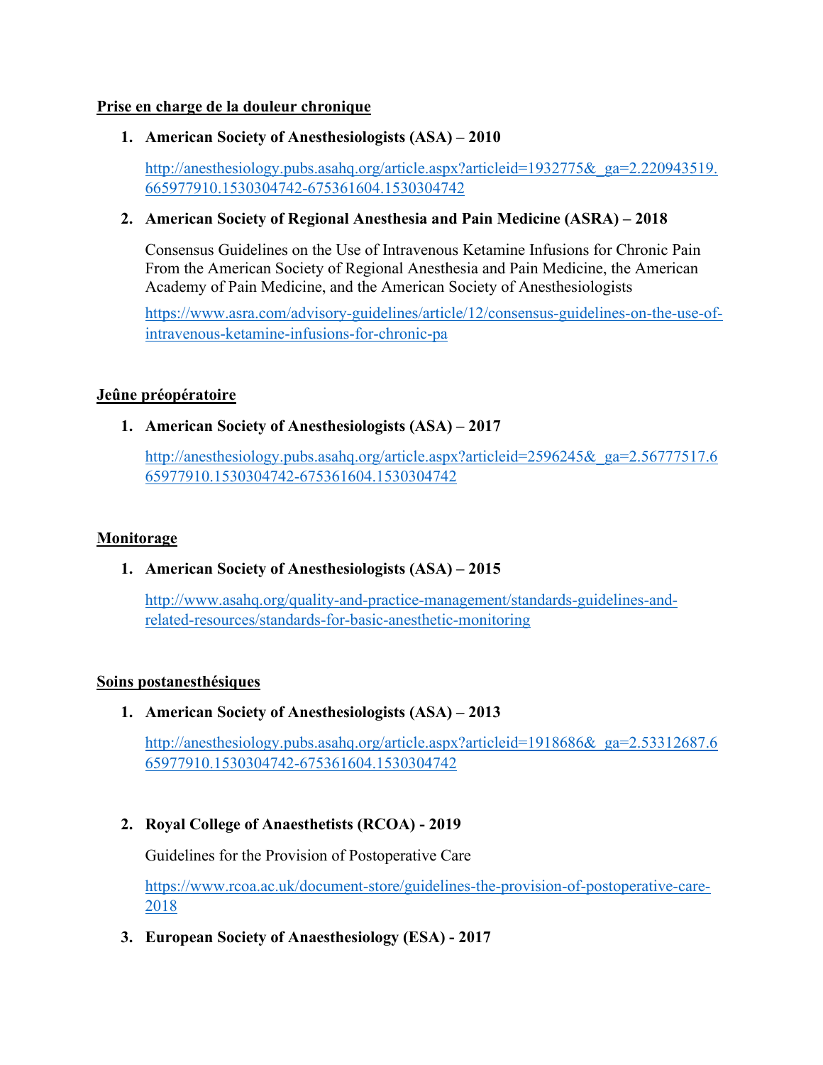**Prise en charge de la douleur chronique**

1. **American Society of Anesthesiologists (ASA) – 2010**

   http://anesthesiology.pubs.asahq.org/article.aspx?articleid=1932775&_ga=2.220943519.665977910.1530304742-675361604.1530304742

2. **American Society of Regional Anesthesia and Pain Medicine (ASRA) – 2018**

   Consensus Guidelines on the Use of Intravenous Ketamine Infusions for Chronic Pain From the American Society of Regional Anesthesia and Pain Medicine, the American Academy of Pain Medicine, and the American Society of Anesthesiologists

   https://www.asra.com/advisory-guidelines/article/12/consensus-guidelines-on-the-use-of-intravenous-ketamine-infusions-for-chronic-pa

**Jeûne préopératoire**

1. **American Society of Anesthesiologists (ASA) – 2017**

   http://anesthesiology.pubs.asahq.org/article.aspx?articleid=2596245&_ga=2.56777517.665977910.1530304742-675361604.1530304742

**Monitorage**

1. **American Society of Anesthesiologists (ASA) – 2015**

   http://www.asahq.org/quality-and-practice-management/standards-guidelines-and-related-resources/standards-for-basic-anesthetic-monitoring

**Soins postanesthésiques**

1. **American Society of Anesthesiologists (ASA) – 2013**

   http://anesthesiology.pubs.asahq.org/article.aspx?articleid=1918686&_ga=2.53312687.665977910.1530304742-675361604.1530304742

2. **Royal College of Anaesthetists (RCOA) - 2019**

   Guidelines for the Provision of Postoperative Care

   https://www.rcoa.ac.uk/document-store/guidelines-the-provision-of-postoperative-care-2018

3. **European Society of Anaesthesiology (ESA) - 2017**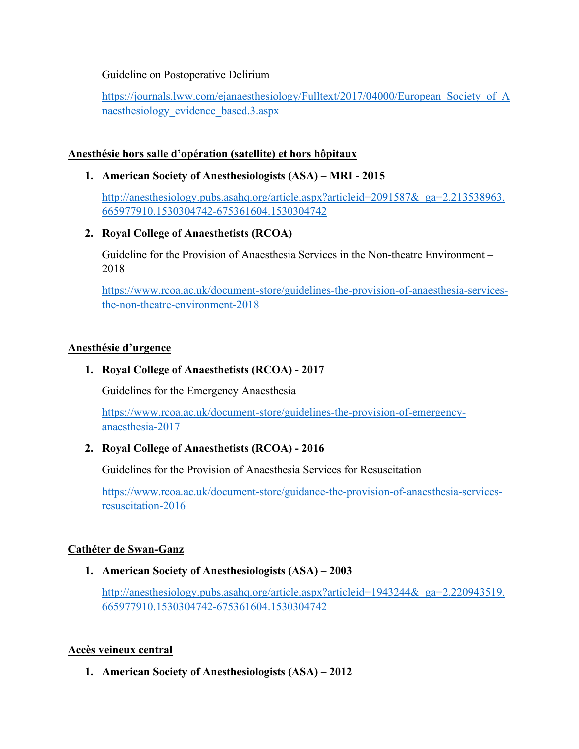Guideline on Postoperative Delirium

https://journals.lww.com/ejanaesthesiology/Fulltext/2017/04000/European_Society_of_Anaesthesiology_evidence_based.3.aspx

**Anesthésie hors salle d'opération (satellite) et hors hôpitaux**

1. **American Society of Anesthesiologists (ASA) – MRI - 2015**

   http://anesthesiology.pubs.asahq.org/article.aspx?articleid=2091587&_ga=2.213538963.665977910.1530304742-675361604.1530304742

2. **Royal College of Anaesthetists (RCOA)**

   Guideline for the Provision of Anaesthesia Services in the Non-theatre Environment – 2018

   https://www.rcoa.ac.uk/document-store/guidelines-the-provision-of-anaesthesia-services-the-non-theatre-environment-2018

**Anesthésie d'urgence**

1. **Royal College of Anaesthetists (RCOA) - 2017**

   Guidelines for the Emergency Anaesthesia

   https://www.rcoa.ac.uk/document-store/guidelines-the-provision-of-emergency-anaesthesia-2017

2. **Royal College of Anaesthetists (RCOA) - 2016**

   Guidelines for the Provision of Anaesthesia Services for Resuscitation

   https://www.rcoa.ac.uk/document-store/guidance-the-provision-of-anaesthesia-services-resuscitation-2016

**Cathéter de Swan-Ganz**

1. **American Society of Anesthesiologists (ASA) – 2003**

   http://anesthesiology.pubs.asahq.org/article.aspx?articleid=1943244&_ga=2.220943519.665977910.1530304742-675361604.1530304742

**Accès veineux central**

1. **American Society of Anesthesiologists (ASA) – 2012**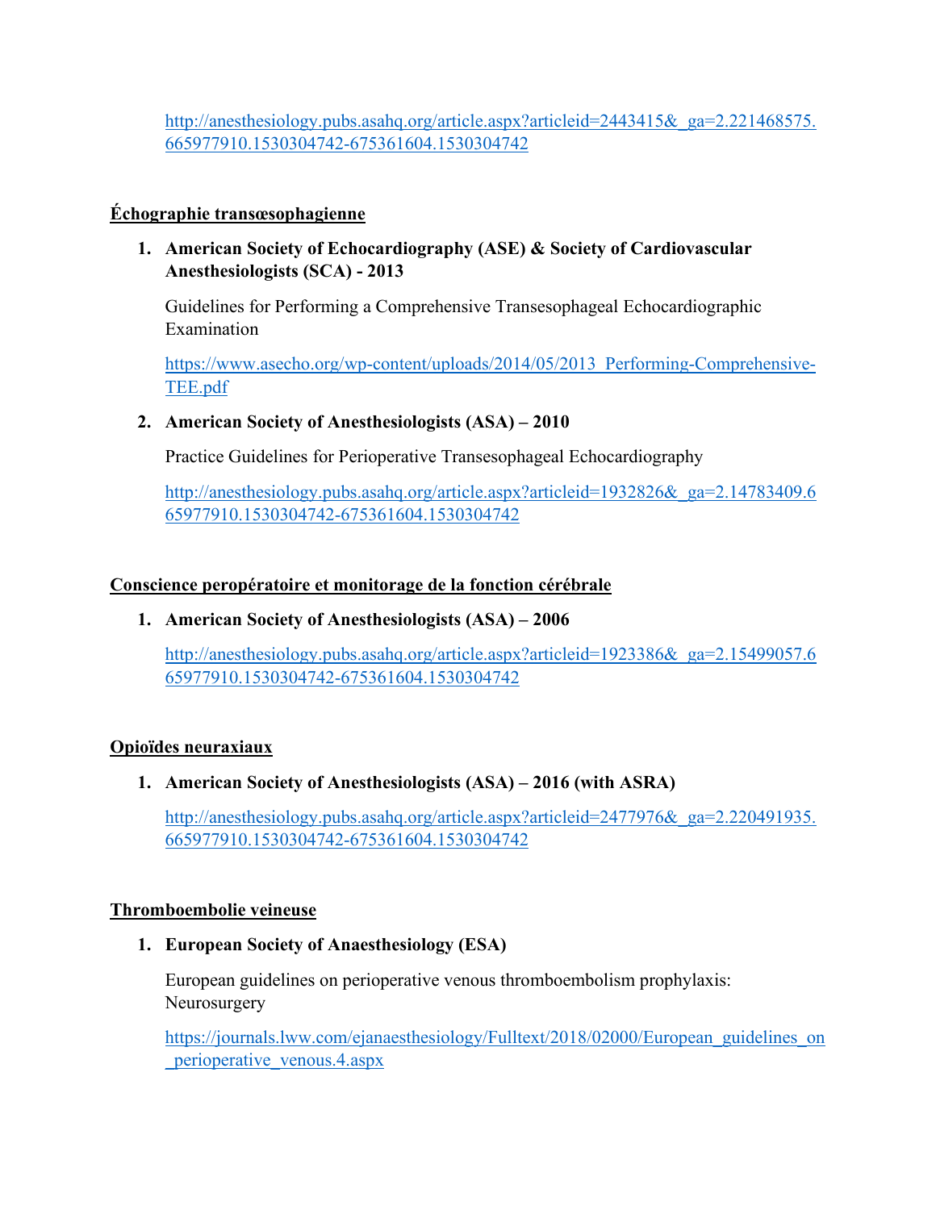http://anesthesiology.pubs.asahq.org/article.aspx?articleid=2443415&_ga=2.221468575.665977910.1530304742-675361604.1530304742

## Échographie transœsophagienne

1. **American Society of Echocardiography (ASE) & Society of Cardiovascular Anesthesiologists (SCA) - 2013**

   Guidelines for Performing a Comprehensive Transesophageal Echocardiographic Examination

   https://www.asecho.org/wp-content/uploads/2014/05/2013_Performing-Comprehensive-TEE.pdf

2. **American Society of Anesthesiologists (ASA) – 2010**

   Practice Guidelines for Perioperative Transesophageal Echocardiography

   http://anesthesiology.pubs.asahq.org/article.aspx?articleid=1932826&_ga=2.14783409.665977910.1530304742-675361604.1530304742

## Conscience peropératoire et monitorage de la fonction cérébrale

1. **American Society of Anesthesiologists (ASA) – 2006**

   http://anesthesiology.pubs.asahq.org/article.aspx?articleid=1923386&_ga=2.15499057.665977910.1530304742-675361604.1530304742

## Opioïdes neuraxiaux

1. **American Society of Anesthesiologists (ASA) – 2016 (with ASRA)**

   http://anesthesiology.pubs.asahq.org/article.aspx?articleid=2477976&_ga=2.220491935.665977910.1530304742-675361604.1530304742

## Thromboembolie veineuse

1. **European Society of Anaesthesiology (ESA)**

   European guidelines on perioperative venous thromboembolism prophylaxis: Neurosurgery

   https://journals.lww.com/ejanaesthesiology/Fulltext/2018/02000/European_guidelines_on_perioperative_venous.4.aspx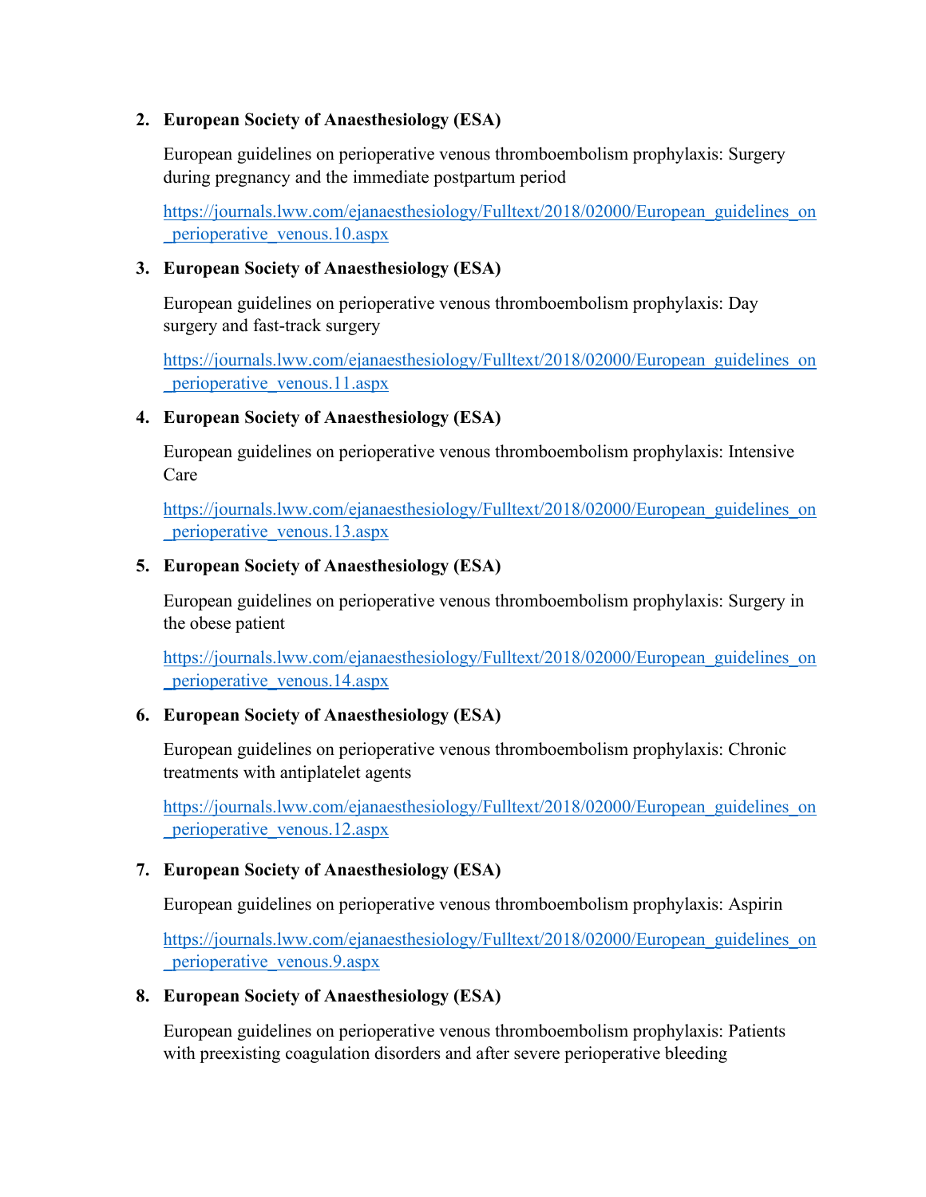2. **European Society of Anaesthesiology (ESA)**

   European guidelines on perioperative venous thromboembolism prophylaxis: Surgery during pregnancy and the immediate postpartum period

   https://journals.lww.com/ejanaesthesiology/Fulltext/2018/02000/European_guidelines_on_perioperative_venous.10.aspx

3. **European Society of Anaesthesiology (ESA)**

   European guidelines on perioperative venous thromboembolism prophylaxis: Day surgery and fast-track surgery

   https://journals.lww.com/ejanaesthesiology/Fulltext/2018/02000/European_guidelines_on_perioperative_venous.11.aspx

4. **European Society of Anaesthesiology (ESA)**

   European guidelines on perioperative venous thromboembolism prophylaxis: Intensive Care

   https://journals.lww.com/ejanaesthesiology/Fulltext/2018/02000/European_guidelines_on_perioperative_venous.13.aspx

5. **European Society of Anaesthesiology (ESA)**

   European guidelines on perioperative venous thromboembolism prophylaxis: Surgery in the obese patient

   https://journals.lww.com/ejanaesthesiology/Fulltext/2018/02000/European_guidelines_on_perioperative_venous.14.aspx

6. **European Society of Anaesthesiology (ESA)**

   European guidelines on perioperative venous thromboembolism prophylaxis: Chronic treatments with antiplatelet agents

   https://journals.lww.com/ejanaesthesiology/Fulltext/2018/02000/European_guidelines_on_perioperative_venous.12.aspx

7. **European Society of Anaesthesiology (ESA)**

   European guidelines on perioperative venous thromboembolism prophylaxis: Aspirin

   https://journals.lww.com/ejanaesthesiology/Fulltext/2018/02000/European_guidelines_on_perioperative_venous.9.aspx

8. **European Society of Anaesthesiology (ESA)**

   European guidelines on perioperative venous thromboembolism prophylaxis: Patients with preexisting coagulation disorders and after severe perioperative bleeding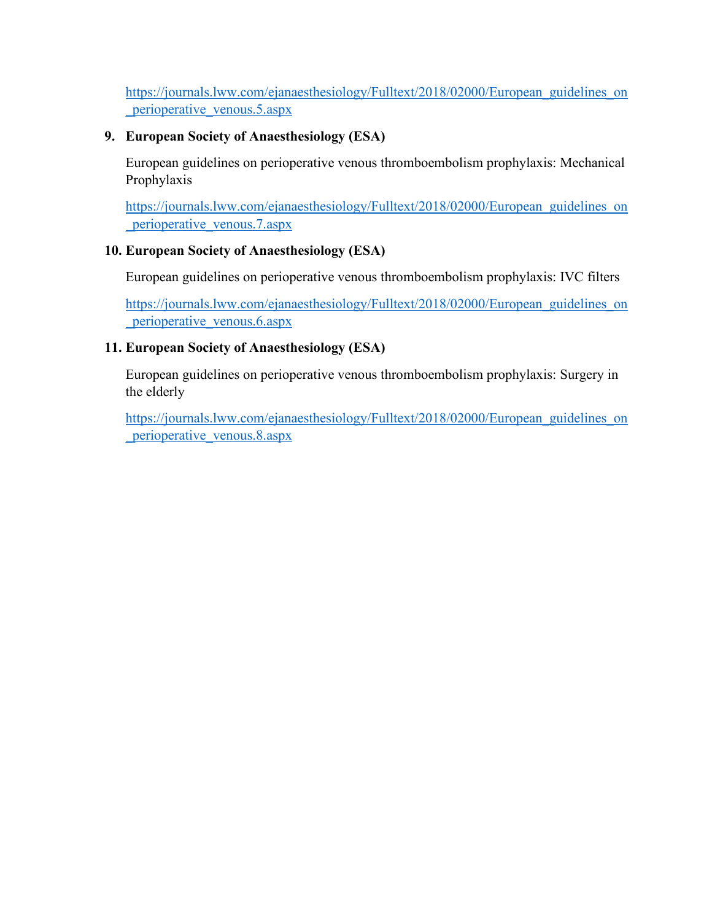https://journals.lww.com/ejanaesthesiology/Fulltext/2018/02000/European_guidelines_on_perioperative_venous.5.aspx

9. **European Society of Anaesthesiology (ESA)**

   European guidelines on perioperative venous thromboembolism prophylaxis: Mechanical Prophylaxis

   https://journals.lww.com/ejanaesthesiology/Fulltext/2018/02000/European_guidelines_on_perioperative_venous.7.aspx

10. **European Society of Anaesthesiology (ESA)**

    European guidelines on perioperative venous thromboembolism prophylaxis: IVC filters

    https://journals.lww.com/ejanaesthesiology/Fulltext/2018/02000/European_guidelines_on_perioperative_venous.6.aspx

11. **European Society of Anaesthesiology (ESA)**

    European guidelines on perioperative venous thromboembolism prophylaxis: Surgery in the elderly

    https://journals.lww.com/ejanaesthesiology/Fulltext/2018/02000/European_guidelines_on_perioperative_venous.8.aspx